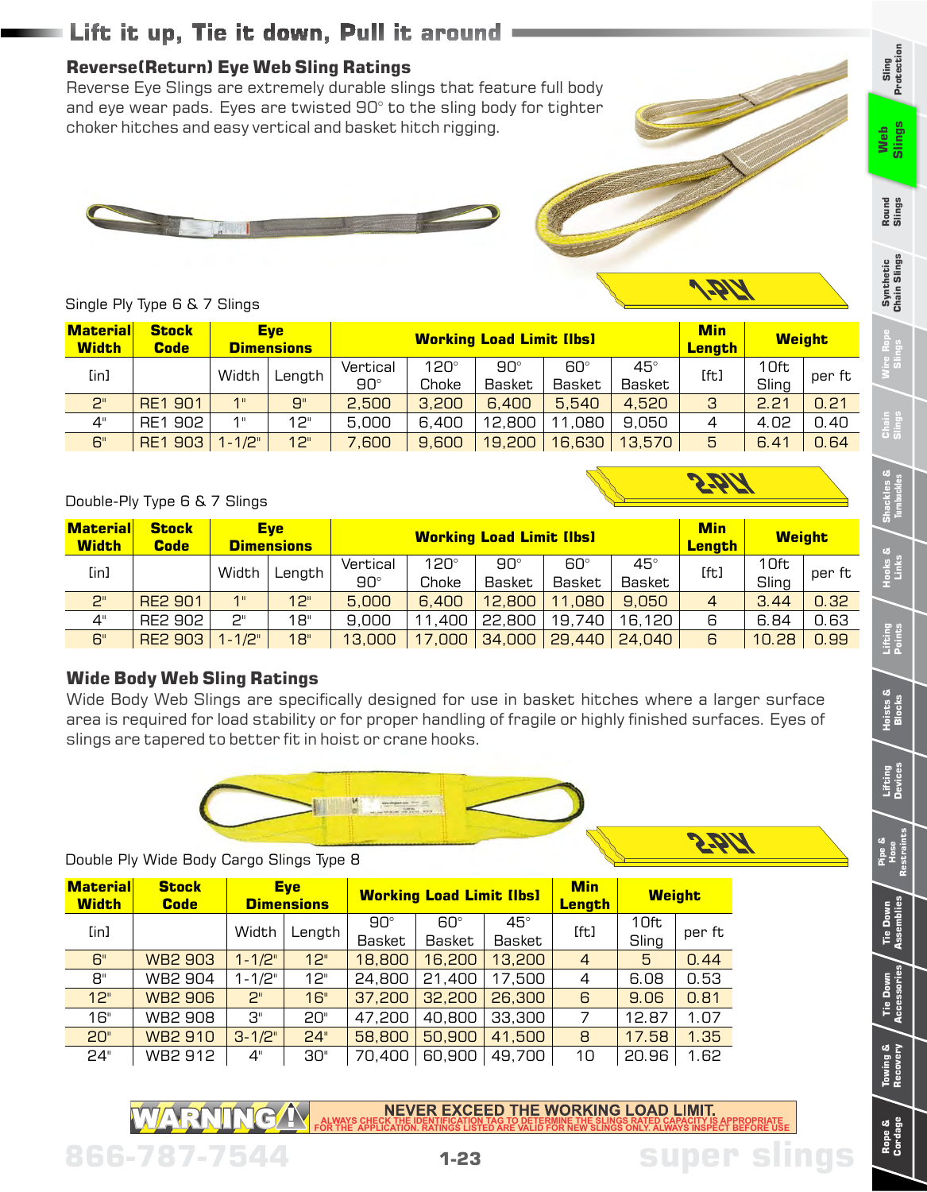# Lift it up, Tie it down, Pull it around

## Reverse(Return) Eye Web Sling Ratings

Reverse Eye Slings are extremely durable slings that feature full body and eye wear pads. Eyes are twisted 90° to the sling body for tighter choker hitches and easy vertical and basket hitch rigging.

Single Ply Type 6 & 7 Slings

1-PLY

| Material Width | Stock Code | Eye Dimensions | | Working Load Limit [lbs] | | | | | Min Length | Weight | |
|---|---|---|---|---|---|---|---|---|---|---|---|
| [in] | | Width | Length | Vertical 90° | 120° Choke | 90° Basket | 60° Basket | 45° Basket | [ft] | 10ft Sling | per ft |
| 2" | RE1 901 | 1" | 9" | 2,500 | 3,200 | 6,400 | 5,540 | 4,520 | 3 | 2.21 | 0.21 |
| 4" | RE1 902 | 1" | 12" | 5,000 | 6,400 | 12,800 | 11,080 | 9,050 | 4 | 4.02 | 0.40 |
| 6" | RE1 903 | 1-1/2" | 12" | 7,600 | 9,600 | 19,200 | 16,630 | 13,570 | 5 | 6.41 | 0.64 |

Double-Ply Type 6 & 7 Slings

2-PLY

| Material Width | Stock Code | Eye Dimensions | | Working Load Limit [lbs] | | | | | Min Length | Weight | |
|---|---|---|---|---|---|---|---|---|---|---|---|
| [in] | | Width | Length | Vertical 90° | 120° Choke | 90° Basket | 60° Basket | 45° Basket | [ft] | 10ft Sling | per ft |
| 2" | RE2 901 | 1" | 12" | 5,000 | 6,400 | 12,800 | 11,080 | 9,050 | 4 | 3.44 | 0.32 |
| 4" | RE2 902 | 2" | 18" | 9,000 | 11,400 | 22,800 | 19,740 | 16,120 | 6 | 6.84 | 0.63 |
| 6" | RE2 903 | 1-1/2" | 18" | 13,000 | 17,000 | 34,000 | 29,440 | 24,040 | 6 | 10.28 | 0.99 |

## Wide Body Web Sling Ratings

Wide Body Web Slings are specifically designed for use in basket hitches where a larger surface area is required for load stability or for proper handling of fragile or highly finished surfaces. Eyes of slings are tapered to better fit in hoist or crane hooks.

Double Ply Wide Body Cargo Slings Type 8

2-PLY

| Material Width | Stock Code | Eye Dimensions | | Working Load Limit [lbs] | | | Min Length | Weight | |
|---|---|---|---|---|---|---|---|---|---|
| [in] | | Width | Length | 90° Basket | 60° Basket | 45° Basket | [ft] | 10ft Sling | per ft |
| 6" | WB2 903 | 1-1/2" | 12" | 18,800 | 16,200 | 13,200 | 4 | 5 | 0.44 |
| 8" | WB2 904 | 1-1/2" | 12" | 24,800 | 21,400 | 17,500 | 4 | 6.08 | 0.53 |
| 12" | WB2 906 | 2" | 16" | 37,200 | 32,200 | 26,300 | 6 | 9.06 | 0.81 |
| 16" | WB2 908 | 3" | 20" | 47,200 | 40,800 | 33,300 | 7 | 12.87 | 1.07 |
| 20" | WB2 910 | 3-1/2" | 24" | 58,800 | 50,900 | 41,500 | 8 | 17.58 | 1.35 |
| 24" | WB2 912 | 4" | 30" | 70,400 | 60,900 | 49,700 | 10 | 20.96 | 1.62 |

**WARNING!** **NEVER EXCEED THE WORKING LOAD LIMIT.** ALWAYS CHECK THE IDENTIFICATION TAG TO DETERMINE THE SLINGS RATED CAPACITY IS APPROPRIATE FOR THE APPLICATION. RATINGS LISTED ARE VALID FOR NEW SLINGS ONLY. ALWAYS INSPECT BEFORE USE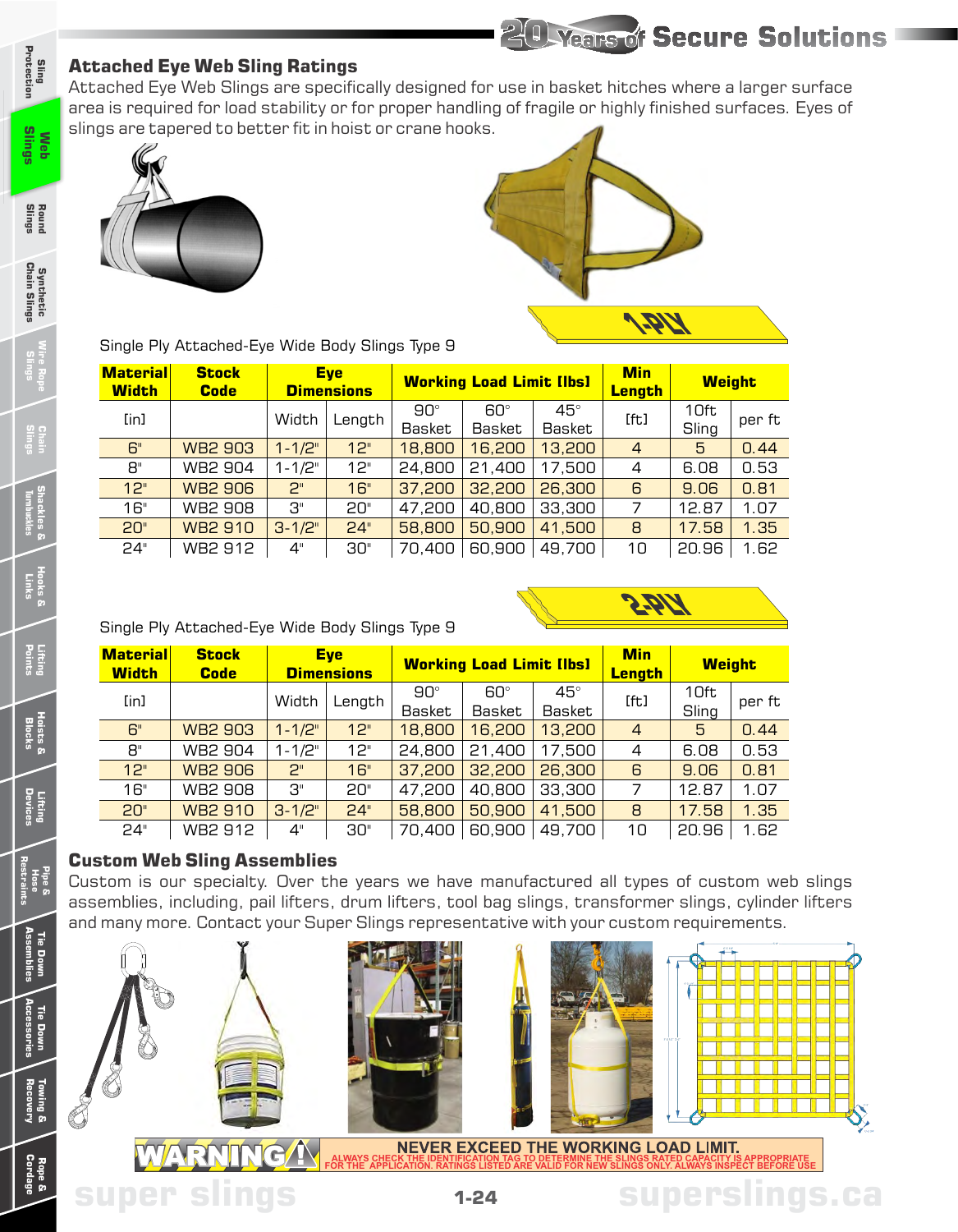## Attached Eye Web Sling Ratings

Attached Eye Web Slings are specifically designed for use in basket hitches where a larger surface area is required for load stability or for proper handling of fragile or highly finished surfaces. Eyes of slings are tapered to better fit in hoist or crane hooks.

1-PLY

Single Ply Attached-Eye Wide Body Slings Type 9

| Material Width | Stock Code | Eye Dimensions | | Working Load Limit [lbs] | | | Min Length | Weight | |
|---|---|---|---|---|---|---|---|---|---|
| [in] | | Width | Length | 90° Basket | 60° Basket | 45° Basket | [ft] | 10ft Sling | per ft |
| 6" | WB2 903 | 1-1/2" | 12" | 18,800 | 16,200 | 13,200 | 4 | 5 | 0.44 |
| 8" | WB2 904 | 1-1/2" | 12" | 24,800 | 21,400 | 17,500 | 4 | 6.08 | 0.53 |
| 12" | WB2 906 | 2" | 16" | 37,200 | 32,200 | 26,300 | 6 | 9.06 | 0.81 |
| 16" | WB2 908 | 3" | 20" | 47,200 | 40,800 | 33,300 | 7 | 12.87 | 1.07 |
| 20" | WB2 910 | 3-1/2" | 24" | 58,800 | 50,900 | 41,500 | 8 | 17.58 | 1.35 |
| 24" | WB2 912 | 4" | 30" | 70,400 | 60,900 | 49,700 | 10 | 20.96 | 1.62 |

2-PLY

Single Ply Attached-Eye Wide Body Slings Type 9

| Material Width | Stock Code | Eye Dimensions | | Working Load Limit [lbs] | | | Min Length | Weight | |
|---|---|---|---|---|---|---|---|---|---|
| [in] | | Width | Length | 90° Basket | 60° Basket | 45° Basket | [ft] | 10ft Sling | per ft |
| 6" | WB2 903 | 1-1/2" | 12" | 18,800 | 16,200 | 13,200 | 4 | 5 | 0.44 |
| 8" | WB2 904 | 1-1/2" | 12" | 24,800 | 21,400 | 17,500 | 4 | 6.08 | 0.53 |
| 12" | WB2 906 | 2" | 16" | 37,200 | 32,200 | 26,300 | 6 | 9.06 | 0.81 |
| 16" | WB2 908 | 3" | 20" | 47,200 | 40,800 | 33,300 | 7 | 12.87 | 1.07 |
| 20" | WB2 910 | 3-1/2" | 24" | 58,800 | 50,900 | 41,500 | 8 | 17.58 | 1.35 |
| 24" | WB2 912 | 4" | 30" | 70,400 | 60,900 | 49,700 | 10 | 20.96 | 1.62 |

## Custom Web Sling Assemblies

Custom is our specialty. Over the years we have manufactured all types of custom web slings assemblies, including, pail lifters, drum lifters, tool bag slings, transformer slings, cylinder lifters and many more. Contact your Super Slings representative with your custom requirements.

**WARNING!** NEVER EXCEED THE WORKING LOAD LIMIT. ALWAYS CHECK THE IDENTIFICATION TAG TO DETERMINE THE SLINGS RATED CAPACITY IS APPROPRIATE FOR THE APPLICATION. RATINGS LISTED ARE VALID FOR NEW SLINGS ONLY. ALWAYS INSPECT BEFORE USE